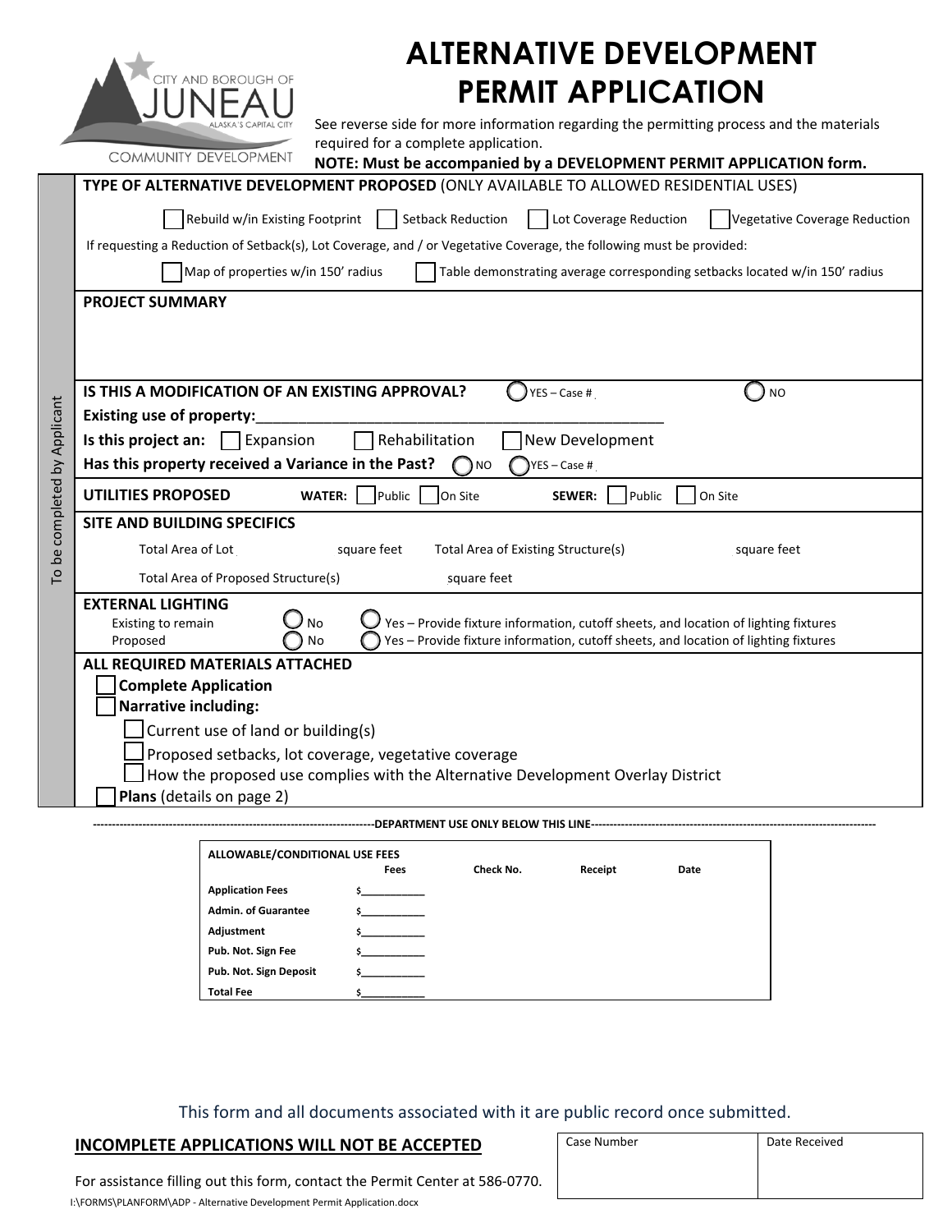CITY AND BOROUGH OF JUNEAU
ALASKA'S CAPITAL CITY
COMMUNITY DEVELOPMENT

# ALTERNATIVE DEVELOPMENT PERMIT APPLICATION

See reverse side for more information regarding the permitting process and the materials required for a complete application.

**NOTE: Must be accompanied by a DEVELOPMENT PERMIT APPLICATION form.**

*To be completed by Applicant*

**TYPE OF ALTERNATIVE DEVELOPMENT PROPOSED** (ONLY AVAILABLE TO ALLOWED RESIDENTIAL USES)

☐ Rebuild w/in Existing Footprint ☐ Setback Reduction ☐ Lot Coverage Reduction ☐ Vegetative Coverage Reduction

If requesting a Reduction of Setback(s), Lot Coverage, and / or Vegetative Coverage, the following must be provided:

☐ Map of properties w/in 150' radius ☐ Table demonstrating average corresponding setbacks located w/in 150' radius

**PROJECT SUMMARY**

**IS THIS A MODIFICATION OF AN EXISTING APPROVAL?** ◯ YES – Case # ◯ NO

**Existing use of property:**\_\_\_\_\_\_\_\_\_\_\_\_\_\_\_\_\_\_\_\_\_\_\_\_\_\_\_\_\_\_\_\_\_\_\_\_\_\_\_\_\_\_\_\_\_\_\_\_

**Is this project an:** ☐ Expansion ☐ Rehabilitation ☐ New Development

**Has this property received a Variance in the Past?** ◯ NO ◯ YES – Case #

**UTILITIES PROPOSED** **WATER:** ☐ Public ☐ On Site **SEWER:** ☐ Public ☐ On Site

**SITE AND BUILDING SPECIFICS**

Total Area of Lot square feet Total Area of Existing Structure(s) square feet

Total Area of Proposed Structure(s) square feet

**EXTERNAL LIGHTING**

Existing to remain ◯ No ◯ Yes – Provide fixture information, cutoff sheets, and location of lighting fixtures

Proposed ◯ No ◯ Yes – Provide fixture information, cutoff sheets, and location of lighting fixtures

**ALL REQUIRED MATERIALS ATTACHED**

- ☐ **Complete Application**
- ☐ **Narrative including:**
  - ☐ Current use of land or building(s)
  - ☐ Proposed setbacks, lot coverage, vegetative coverage
  - ☐ How the proposed use complies with the Alternative Development Overlay District
- ☐ **Plans** (details on page 2)

---DEPARTMENT USE ONLY BELOW THIS LINE---

| ALLOWABLE/CONDITIONAL USE FEES | Fees | Check No. | Receipt | Date |
|---|---|---|---|---|
| **Application Fees** | $\_\_\_\_\_\_\_\_\_\_ | | | |
| **Admin. of Guarantee** | $\_\_\_\_\_\_\_\_\_\_ | | | |
| **Adjustment** | $\_\_\_\_\_\_\_\_\_\_ | | | |
| **Pub. Not. Sign Fee** | $\_\_\_\_\_\_\_\_\_\_ | | | |
| **Pub. Not. Sign Deposit** | $\_\_\_\_\_\_\_\_\_\_ | | | |
| **Total Fee** | $\_\_\_\_\_\_\_\_\_\_ | | | |

This form and all documents associated with it are public record once submitted.

**INCOMPLETE APPLICATIONS WILL NOT BE ACCEPTED**

For assistance filling out this form, contact the Permit Center at 586-0770.

| Case Number | Date Received |
|---|---|
| | |

I:\FORMS\PLANFORM\ADP - Alternative Development Permit Application.docx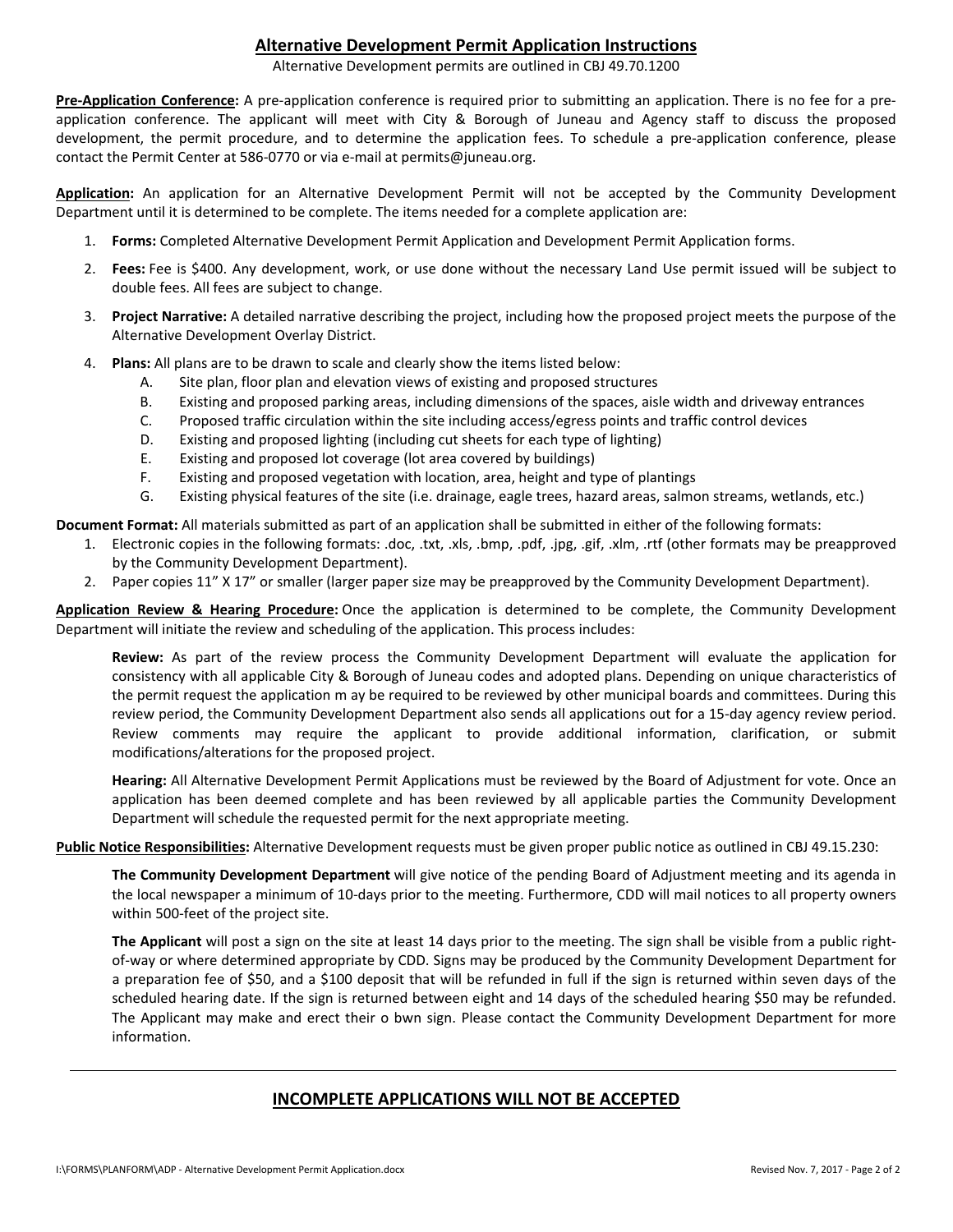# Alternative Development Permit Application Instructions

Alternative Development permits are outlined in CBJ 49.70.1200

**Pre-Application Conference:** A pre-application conference is required prior to submitting an application. There is no fee for a pre-application conference. The applicant will meet with City & Borough of Juneau and Agency staff to discuss the proposed development, the permit procedure, and to determine the application fees. To schedule a pre-application conference, please contact the Permit Center at 586-0770 or via e-mail at permits@juneau.org.

**Application:** An application for an Alternative Development Permit will not be accepted by the Community Development Department until it is determined to be complete. The items needed for a complete application are:

1. **Forms:** Completed Alternative Development Permit Application and Development Permit Application forms.
2. **Fees:** Fee is $400. Any development, work, or use done without the necessary Land Use permit issued will be subject to double fees. All fees are subject to change.
3. **Project Narrative:** A detailed narrative describing the project, including how the proposed project meets the purpose of the Alternative Development Overlay District.
4. **Plans:** All plans are to be drawn to scale and clearly show the items listed below:
   A. Site plan, floor plan and elevation views of existing and proposed structures
   B. Existing and proposed parking areas, including dimensions of the spaces, aisle width and driveway entrances
   C. Proposed traffic circulation within the site including access/egress points and traffic control devices
   D. Existing and proposed lighting (including cut sheets for each type of lighting)
   E. Existing and proposed lot coverage (lot area covered by buildings)
   F. Existing and proposed vegetation with location, area, height and type of plantings
   G. Existing physical features of the site (i.e. drainage, eagle trees, hazard areas, salmon streams, wetlands, etc.)

**Document Format:** All materials submitted as part of an application shall be submitted in either of the following formats:

1. Electronic copies in the following formats: .doc, .txt, .xls, .bmp, .pdf, .jpg, .gif, .xlm, .rtf (other formats may be preapproved by the Community Development Department).
2. Paper copies 11" X 17" or smaller (larger paper size may be preapproved by the Community Development Department).

**Application Review & Hearing Procedure:** Once the application is determined to be complete, the Community Development Department will initiate the review and scheduling of the application. This process includes:

**Review:** As part of the review process the Community Development Department will evaluate the application for consistency with all applicable City & Borough of Juneau codes and adopted plans. Depending on unique characteristics of the permit request the application m ay be required to be reviewed by other municipal boards and committees. During this review period, the Community Development Department also sends all applications out for a 15-day agency review period. Review comments may require the applicant to provide additional information, clarification, or submit modifications/alterations for the proposed project.

**Hearing:** All Alternative Development Permit Applications must be reviewed by the Board of Adjustment for vote. Once an application has been deemed complete and has been reviewed by all applicable parties the Community Development Department will schedule the requested permit for the next appropriate meeting.

**Public Notice Responsibilities:** Alternative Development requests must be given proper public notice as outlined in CBJ 49.15.230:

**The Community Development Department** will give notice of the pending Board of Adjustment meeting and its agenda in the local newspaper a minimum of 10-days prior to the meeting. Furthermore, CDD will mail notices to all property owners within 500-feet of the project site.

**The Applicant** will post a sign on the site at least 14 days prior to the meeting. The sign shall be visible from a public right-of-way or where determined appropriate by CDD. Signs may be produced by the Community Development Department for a preparation fee of $50, and a $100 deposit that will be refunded in full if the sign is returned within seven days of the scheduled hearing date. If the sign is returned between eight and 14 days of the scheduled hearing $50 may be refunded. The Applicant may make and erect their o bwn sign. Please contact the Community Development Department for more information.

---

## INCOMPLETE APPLICATIONS WILL NOT BE ACCEPTED

I:\FORMS\PLANFORM\ADP - Alternative Development Permit Application.docx

Revised Nov. 7, 2017